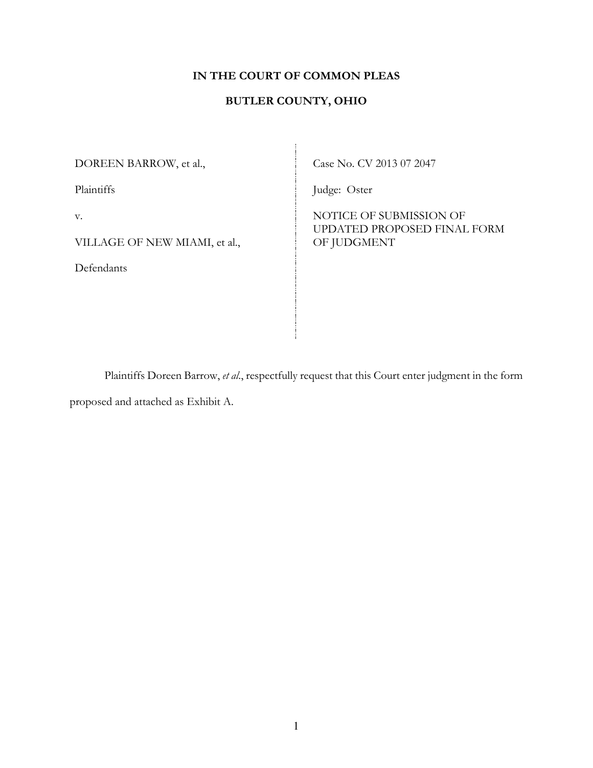**IN THE COURT OF COMMON PLEAS**

**BUTLER COUNTY, OHIO**

| | |
|---|---|
| DOREEN BARROW, et al.,<br><br>Plaintiffs<br><br>v.<br><br>VILLAGE OF NEW MIAMI, et al.,<br><br>Defendants | Case No. CV 2013 07 2047<br><br>Judge: Oster<br><br>NOTICE OF SUBMISSION OF UPDATED PROPOSED FINAL FORM OF JUDGMENT |

Plaintiffs Doreen Barrow, *et al.*, respectfully request that this Court enter judgment in the form proposed and attached as Exhibit A.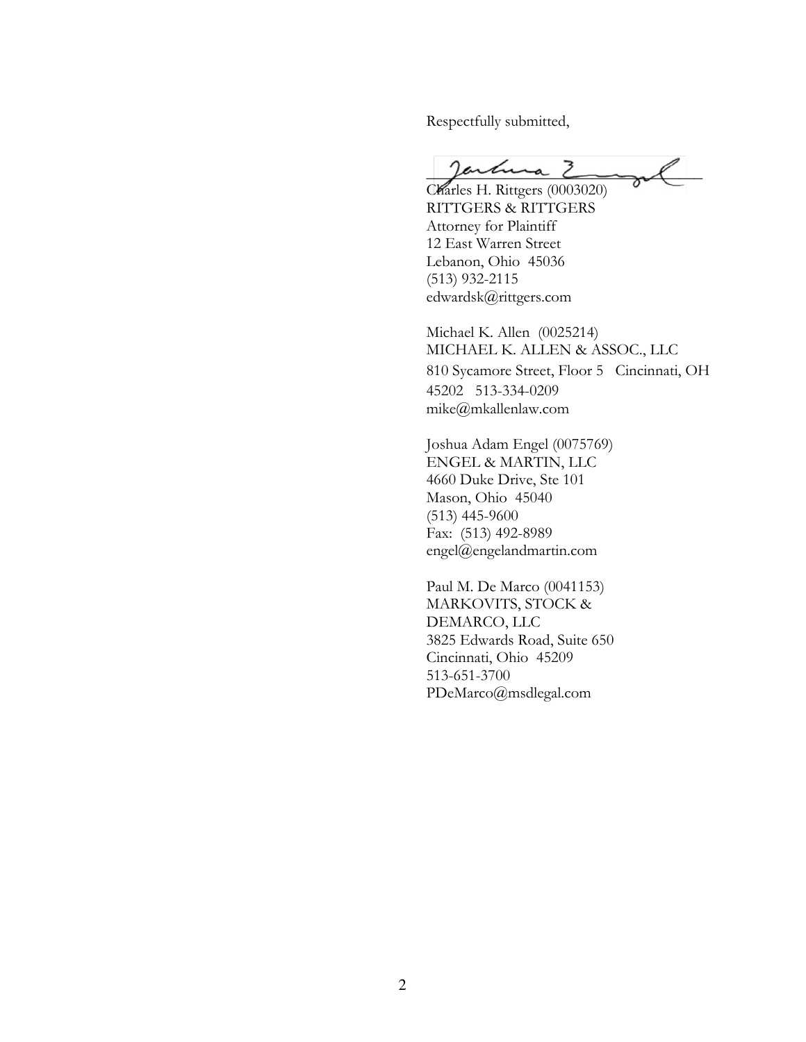Respectfully submitted,

Charles H. Rittgers (0003020)
RITTGERS & RITTGERS
Attorney for Plaintiff
12 East Warren Street
Lebanon, Ohio 45036
(513) 932-2115
edwardsk@rittgers.com

Michael K. Allen (0025214)
MICHAEL K. ALLEN & ASSOC., LLC
810 Sycamore Street, Floor 5 Cincinnati, OH 45202 513-334-0209
mike@mkallenlaw.com

Joshua Adam Engel (0075769)
ENGEL & MARTIN, LLC
4660 Duke Drive, Ste 101
Mason, Ohio 45040
(513) 445-9600
Fax: (513) 492-8989
engel@engelandmartin.com

Paul M. De Marco (0041153)
MARKOVITS, STOCK & DEMARCO, LLC
3825 Edwards Road, Suite 650
Cincinnati, Ohio 45209
513-651-3700
PDeMarco@msdlegal.com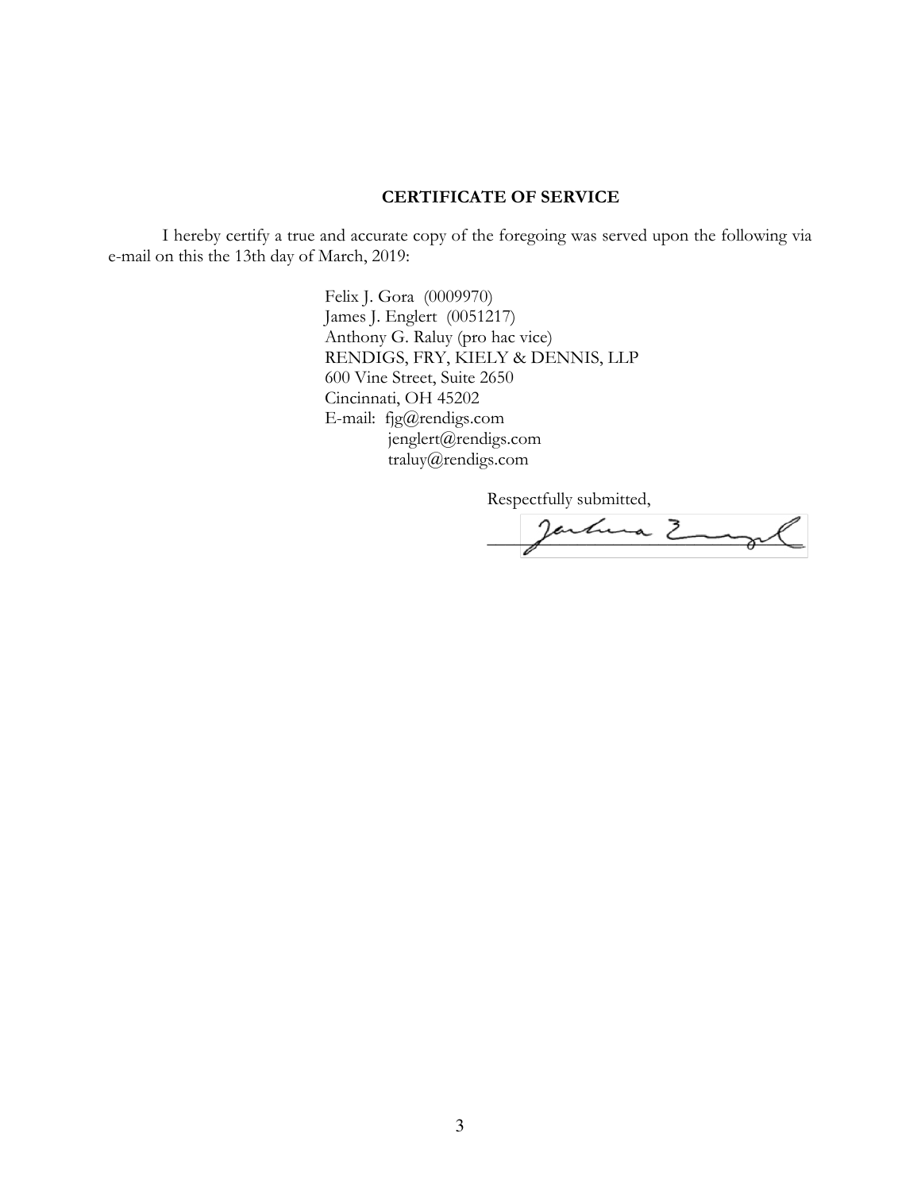## CERTIFICATE OF SERVICE

I hereby certify a true and accurate copy of the foregoing was served upon the following via e-mail on this the 13th day of March, 2019:

Felix J. Gora (0009970)
James J. Englert (0051217)
Anthony G. Raluy (pro hac vice)
RENDIGS, FRY, KIELY & DENNIS, LLP
600 Vine Street, Suite 2650
Cincinnati, OH 45202
E-mail: fjg@rendigs.com
jenglert@rendigs.com
traluy@rendigs.com

Respectfully submitted,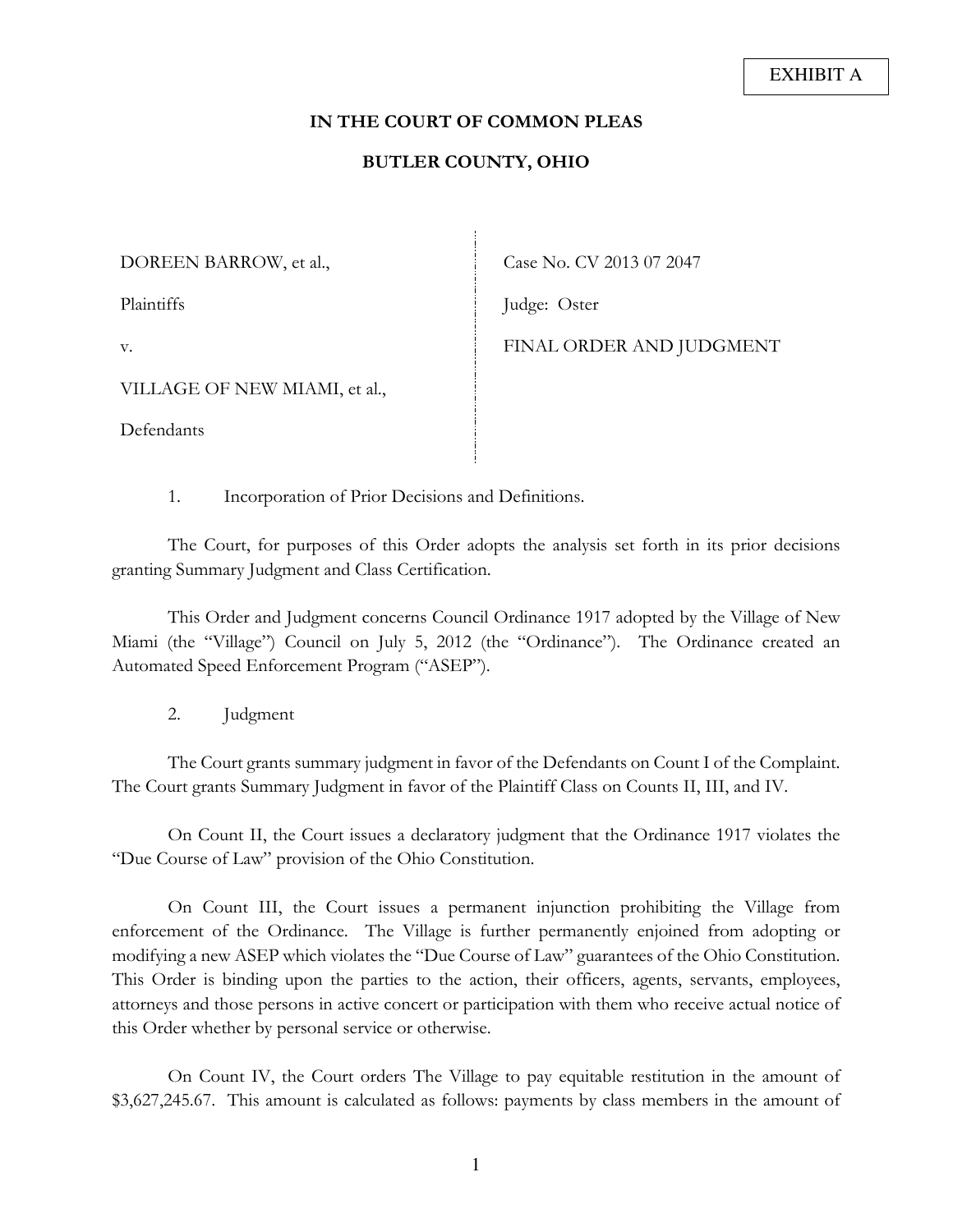EXHIBIT A

**IN THE COURT OF COMMON PLEAS**

**BUTLER COUNTY, OHIO**

| | |
|---|---|
| DOREEN BARROW, et al., | Case No. CV 2013 07 2047 |
| Plaintiffs | Judge: Oster |
| v. | FINAL ORDER AND JUDGMENT |
| VILLAGE OF NEW MIAMI, et al., | |
| Defendants | |

1. Incorporation of Prior Decisions and Definitions.

The Court, for purposes of this Order adopts the analysis set forth in its prior decisions granting Summary Judgment and Class Certification.

This Order and Judgment concerns Council Ordinance 1917 adopted by the Village of New Miami (the "Village") Council on July 5, 2012 (the "Ordinance"). The Ordinance created an Automated Speed Enforcement Program ("ASEP").

2. Judgment

The Court grants summary judgment in favor of the Defendants on Count I of the Complaint. The Court grants Summary Judgment in favor of the Plaintiff Class on Counts II, III, and IV.

On Count II, the Court issues a declaratory judgment that the Ordinance 1917 violates the "Due Course of Law" provision of the Ohio Constitution.

On Count III, the Court issues a permanent injunction prohibiting the Village from enforcement of the Ordinance. The Village is further permanently enjoined from adopting or modifying a new ASEP which violates the "Due Course of Law" guarantees of the Ohio Constitution. This Order is binding upon the parties to the action, their officers, agents, servants, employees, attorneys and those persons in active concert or participation with them who receive actual notice of this Order whether by personal service or otherwise.

On Count IV, the Court orders The Village to pay equitable restitution in the amount of $3,627,245.67. This amount is calculated as follows: payments by class members in the amount of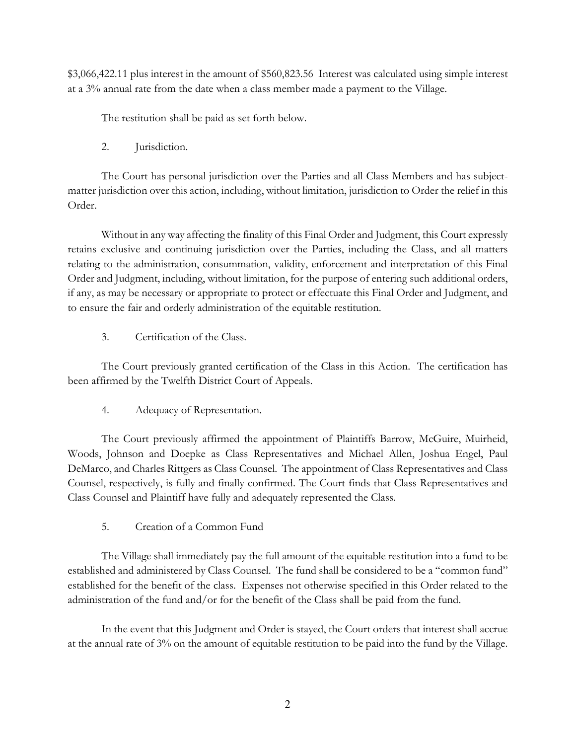$3,066,422.11 plus interest in the amount of $560,823.56 Interest was calculated using simple interest at a 3% annual rate from the date when a class member made a payment to the Village.

The restitution shall be paid as set forth below.

2. Jurisdiction.

The Court has personal jurisdiction over the Parties and all Class Members and has subject-matter jurisdiction over this action, including, without limitation, jurisdiction to Order the relief in this Order.

Without in any way affecting the finality of this Final Order and Judgment, this Court expressly retains exclusive and continuing jurisdiction over the Parties, including the Class, and all matters relating to the administration, consummation, validity, enforcement and interpretation of this Final Order and Judgment, including, without limitation, for the purpose of entering such additional orders, if any, as may be necessary or appropriate to protect or effectuate this Final Order and Judgment, and to ensure the fair and orderly administration of the equitable restitution.

3. Certification of the Class.

The Court previously granted certification of the Class in this Action. The certification has been affirmed by the Twelfth District Court of Appeals.

4. Adequacy of Representation.

The Court previously affirmed the appointment of Plaintiffs Barrow, McGuire, Muirheid, Woods, Johnson and Doepke as Class Representatives and Michael Allen, Joshua Engel, Paul DeMarco, and Charles Rittgers as Class Counsel. The appointment of Class Representatives and Class Counsel, respectively, is fully and finally confirmed. The Court finds that Class Representatives and Class Counsel and Plaintiff have fully and adequately represented the Class.

5. Creation of a Common Fund

The Village shall immediately pay the full amount of the equitable restitution into a fund to be established and administered by Class Counsel. The fund shall be considered to be a "common fund" established for the benefit of the class. Expenses not otherwise specified in this Order related to the administration of the fund and/or for the benefit of the Class shall be paid from the fund.

In the event that this Judgment and Order is stayed, the Court orders that interest shall accrue at the annual rate of 3% on the amount of equitable restitution to be paid into the fund by the Village.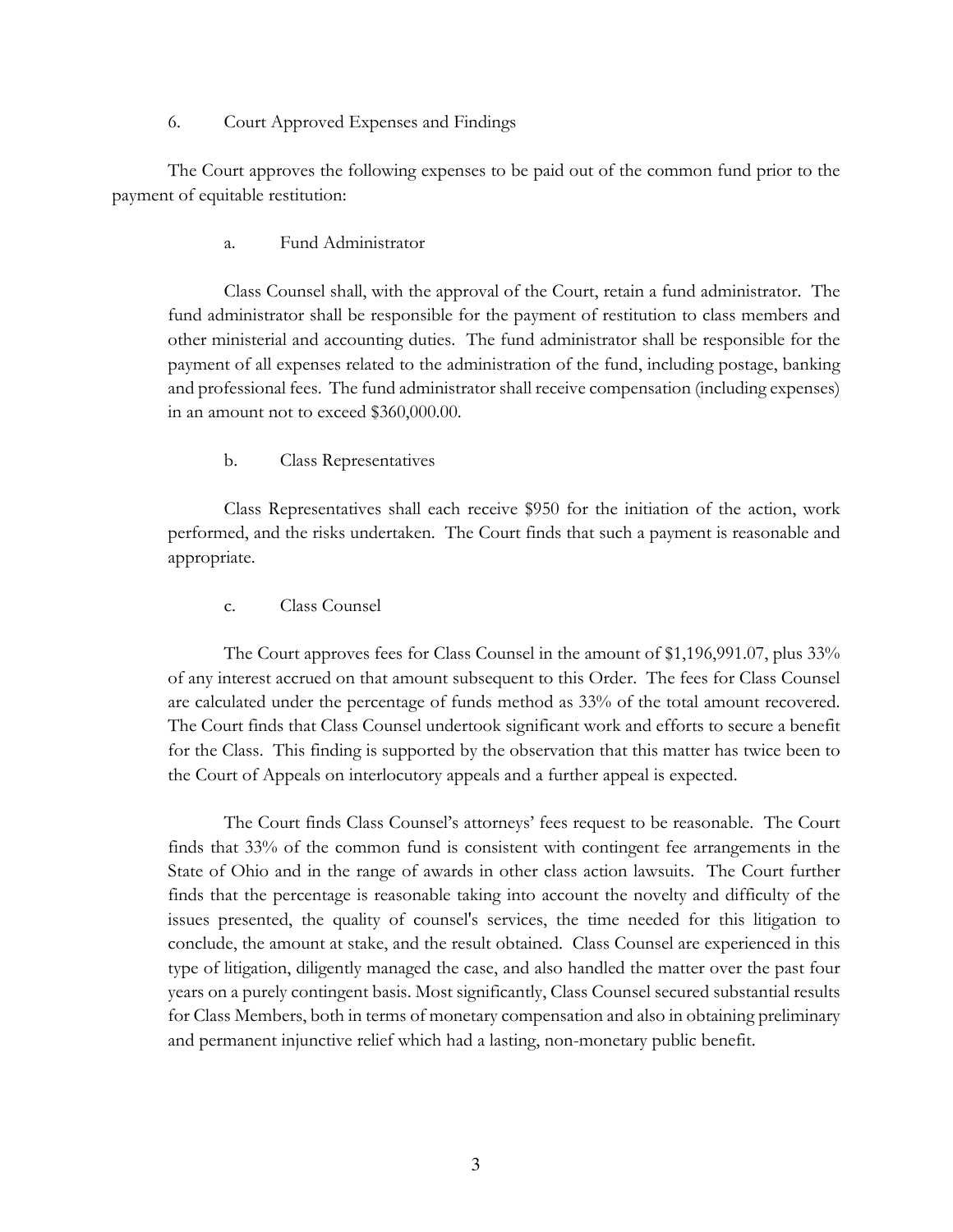6. Court Approved Expenses and Findings

The Court approves the following expenses to be paid out of the common fund prior to the payment of equitable restitution:

a. Fund Administrator

Class Counsel shall, with the approval of the Court, retain a fund administrator. The fund administrator shall be responsible for the payment of restitution to class members and other ministerial and accounting duties. The fund administrator shall be responsible for the payment of all expenses related to the administration of the fund, including postage, banking and professional fees. The fund administrator shall receive compensation (including expenses) in an amount not to exceed $360,000.00.

b. Class Representatives

Class Representatives shall each receive $950 for the initiation of the action, work performed, and the risks undertaken. The Court finds that such a payment is reasonable and appropriate.

c. Class Counsel

The Court approves fees for Class Counsel in the amount of $1,196,991.07, plus 33% of any interest accrued on that amount subsequent to this Order. The fees for Class Counsel are calculated under the percentage of funds method as 33% of the total amount recovered. The Court finds that Class Counsel undertook significant work and efforts to secure a benefit for the Class. This finding is supported by the observation that this matter has twice been to the Court of Appeals on interlocutory appeals and a further appeal is expected.

The Court finds Class Counsel's attorneys' fees request to be reasonable. The Court finds that 33% of the common fund is consistent with contingent fee arrangements in the State of Ohio and in the range of awards in other class action lawsuits. The Court further finds that the percentage is reasonable taking into account the novelty and difficulty of the issues presented, the quality of counsel's services, the time needed for this litigation to conclude, the amount at stake, and the result obtained. Class Counsel are experienced in this type of litigation, diligently managed the case, and also handled the matter over the past four years on a purely contingent basis. Most significantly, Class Counsel secured substantial results for Class Members, both in terms of monetary compensation and also in obtaining preliminary and permanent injunctive relief which had a lasting, non-monetary public benefit.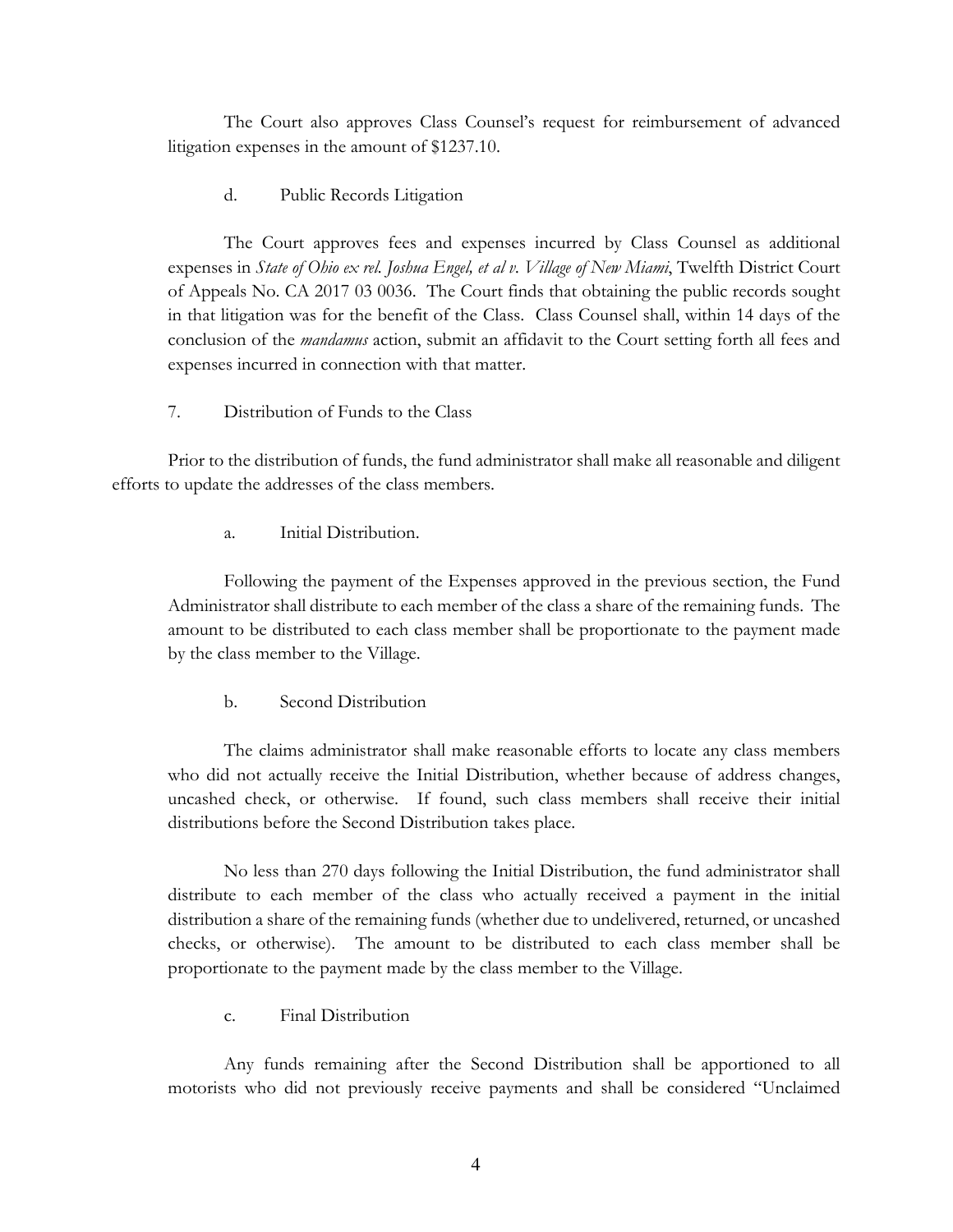The Court also approves Class Counsel's request for reimbursement of advanced litigation expenses in the amount of $1237.10.

d. Public Records Litigation

The Court approves fees and expenses incurred by Class Counsel as additional expenses in *State of Ohio ex rel. Joshua Engel, et al v. Village of New Miami*, Twelfth District Court of Appeals No. CA 2017 03 0036. The Court finds that obtaining the public records sought in that litigation was for the benefit of the Class. Class Counsel shall, within 14 days of the conclusion of the *mandamus* action, submit an affidavit to the Court setting forth all fees and expenses incurred in connection with that matter.

7. Distribution of Funds to the Class

Prior to the distribution of funds, the fund administrator shall make all reasonable and diligent efforts to update the addresses of the class members.

a. Initial Distribution.

Following the payment of the Expenses approved in the previous section, the Fund Administrator shall distribute to each member of the class a share of the remaining funds. The amount to be distributed to each class member shall be proportionate to the payment made by the class member to the Village.

b. Second Distribution

The claims administrator shall make reasonable efforts to locate any class members who did not actually receive the Initial Distribution, whether because of address changes, uncashed check, or otherwise. If found, such class members shall receive their initial distributions before the Second Distribution takes place.

No less than 270 days following the Initial Distribution, the fund administrator shall distribute to each member of the class who actually received a payment in the initial distribution a share of the remaining funds (whether due to undelivered, returned, or uncashed checks, or otherwise). The amount to be distributed to each class member shall be proportionate to the payment made by the class member to the Village.

c. Final Distribution

Any funds remaining after the Second Distribution shall be apportioned to all motorists who did not previously receive payments and shall be considered "Unclaimed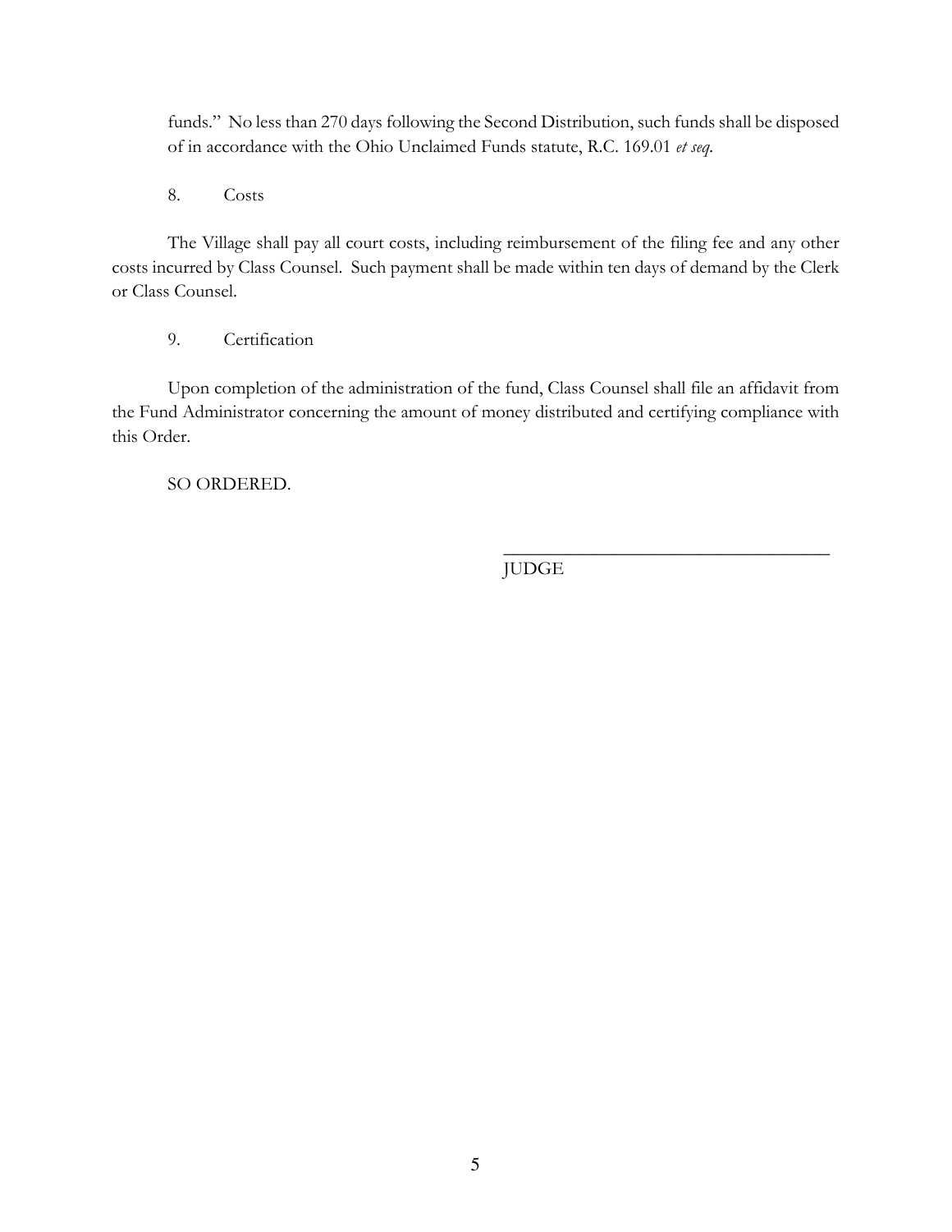funds." No less than 270 days following the Second Distribution, such funds shall be disposed of in accordance with the Ohio Unclaimed Funds statute, R.C. 169.01 *et seq.*

8. Costs

The Village shall pay all court costs, including reimbursement of the filing fee and any other costs incurred by Class Counsel. Such payment shall be made within ten days of demand by the Clerk or Class Counsel.

9. Certification

Upon completion of the administration of the fund, Class Counsel shall file an affidavit from the Fund Administrator concerning the amount of money distributed and certifying compliance with this Order.

SO ORDERED.

\_\_\_\_\_\_\_\_\_\_\_\_\_\_\_\_\_\_\_\_\_\_\_\_\_\_\_\_\_\_\_\_\_\_\_\_

JUDGE